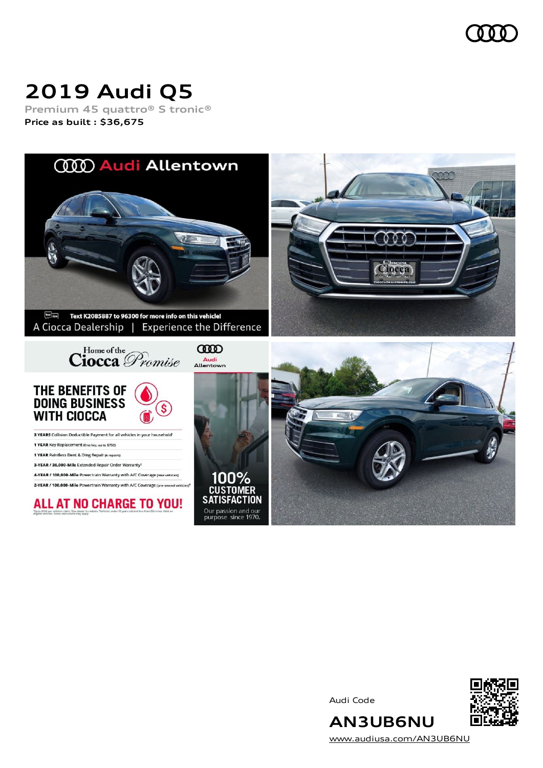# 2019 Audi Q5

Premium 45 quattro® S tronic®

**Price as built : $36,675**

Audi Code

**AN3UB6NU**

www.audiusa.com/AN3UB6NU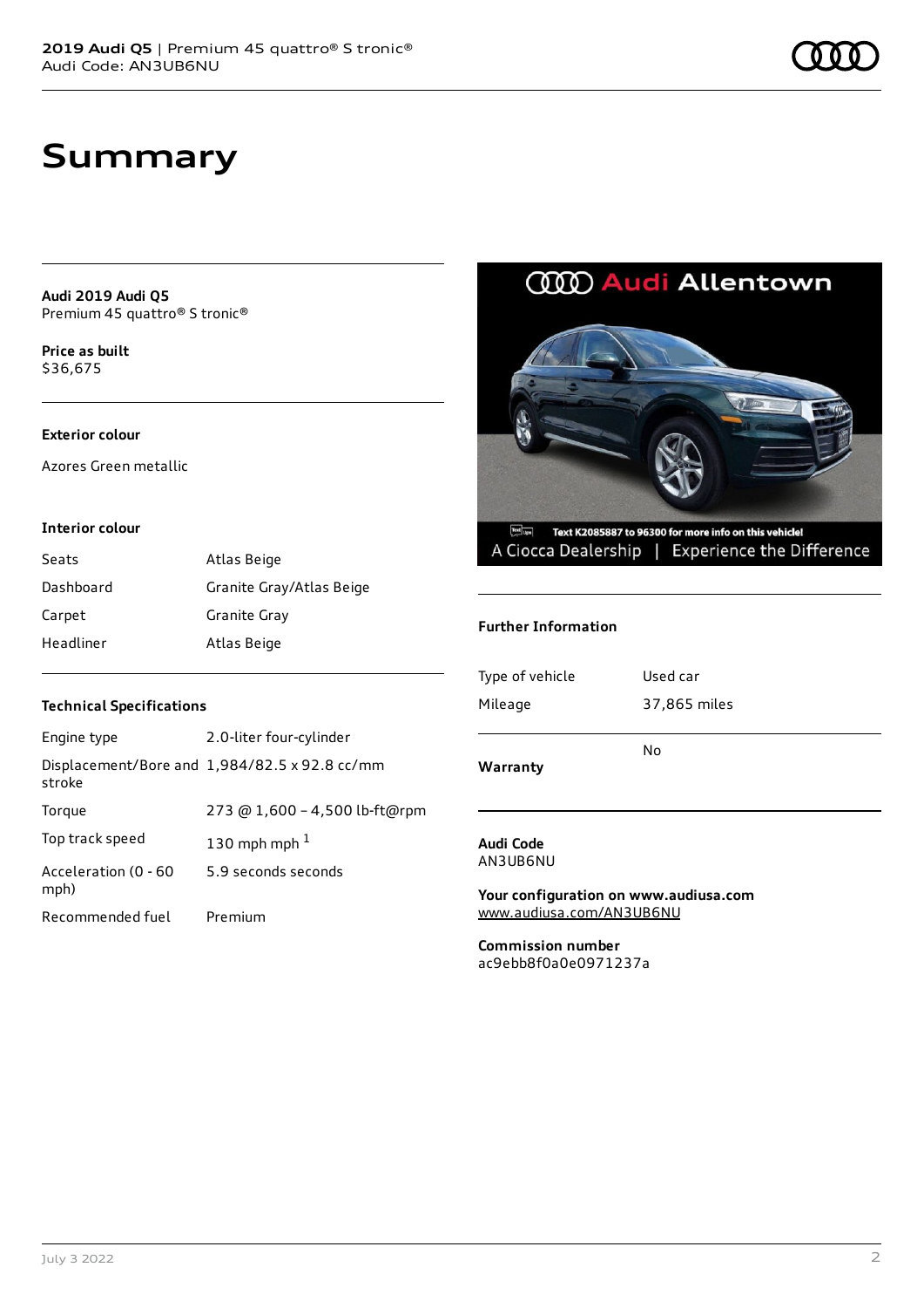# Summary

**Audi 2019 Audi Q5**
Premium 45 quattro® S tronic®

**Price as built**
$36,675

### Exterior colour

Azores Green metallic

### Interior colour

| | |
|---|---|
| Seats | Atlas Beige |
| Dashboard | Granite Gray/Atlas Beige |
| Carpet | Granite Gray |
| Headliner | Atlas Beige |

### Technical Specifications

| | |
|---|---|
| Engine type | 2.0-liter four-cylinder |
| Displacement/Bore and stroke | 1,984/82.5 x 92.8 cc/mm |
| Torque | 273 @ 1,600 – 4,500 lb-ft@rpm |
| Top track speed | 130 mph mph [1] |
| Acceleration (0 - 60 mph) | 5.9 seconds seconds |
| Recommended fuel | Premium |

### Further Information

| | |
|---|---|
| Type of vehicle | Used car |
| Mileage | 37,865 miles |
| Warranty | No |

**Audi Code**
AN3UB6NU

**Your configuration on www.audiusa.com**
www.audiusa.com/AN3UB6NU

**Commission number**
ac9ebb8f0a0e0971237a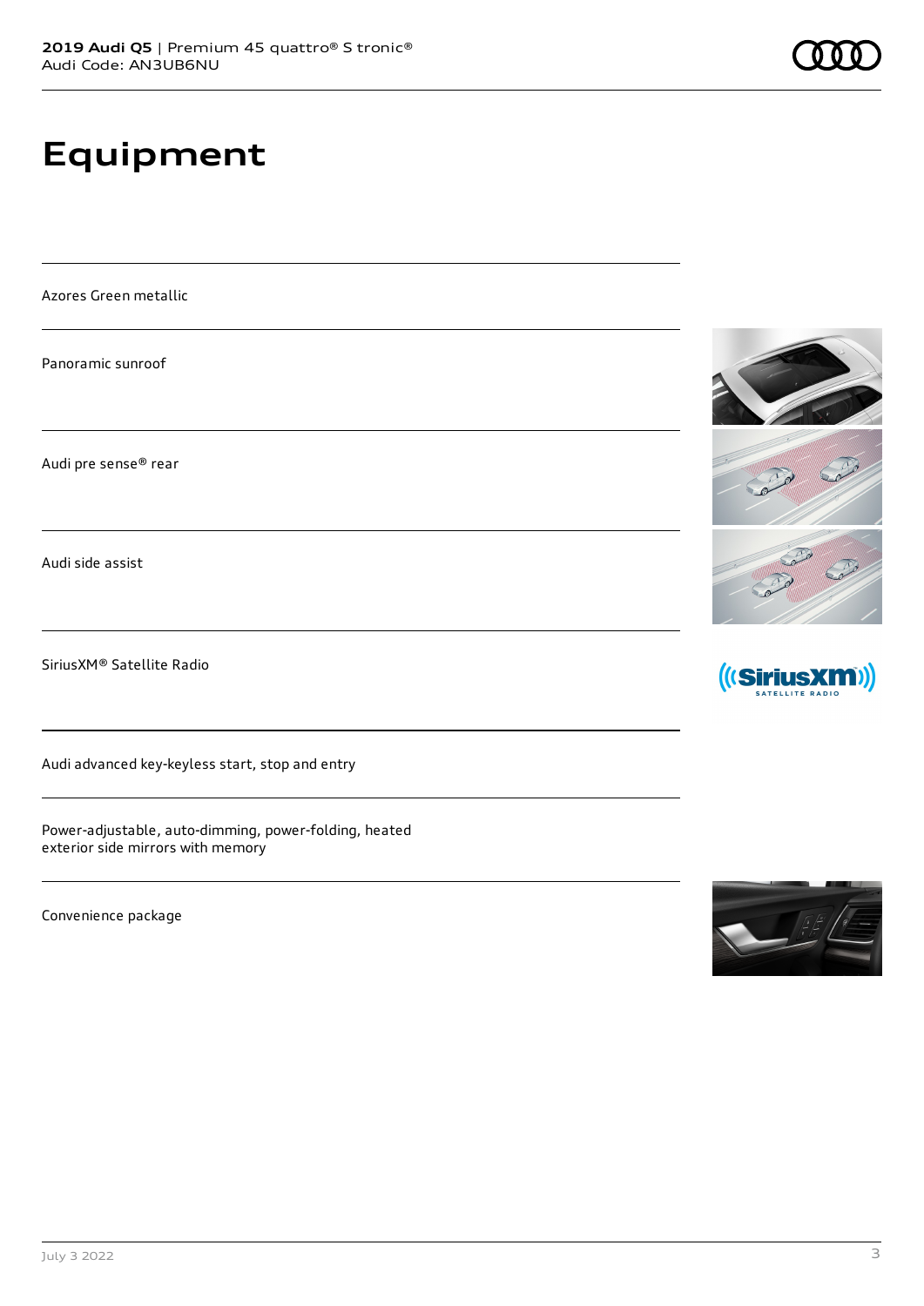# Equipment

Azores Green metallic

Panoramic sunroof

Audi pre sense® rear

Audi side assist

SiriusXM® Satellite Radio

Audi advanced key-keyless start, stop and entry

Power-adjustable, auto-dimming, power-folding, heated exterior side mirrors with memory

Convenience package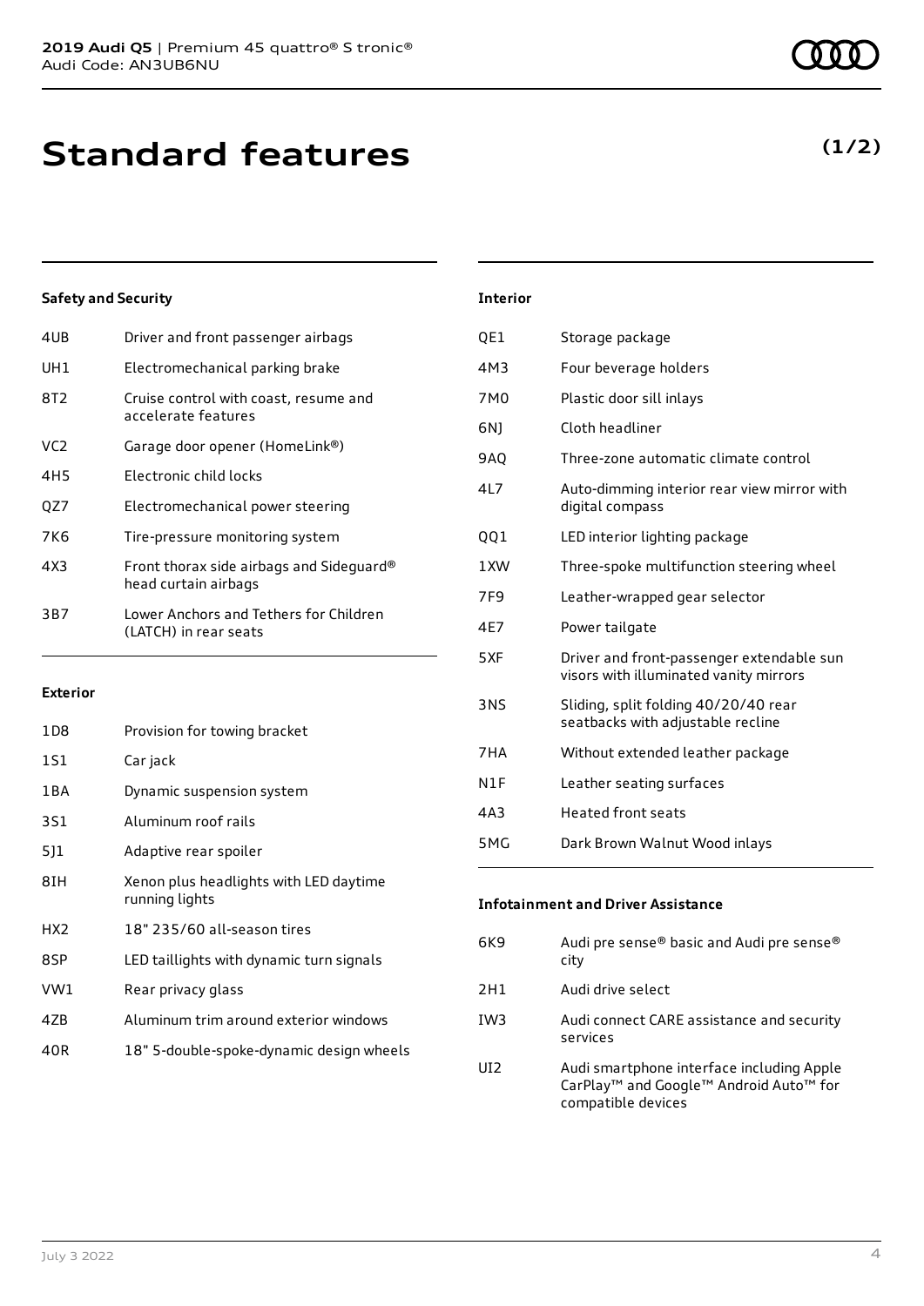# Standard features

**(1/2)**

### Safety and Security

| | |
|---|---|
| 4UB | Driver and front passenger airbags |
| UH1 | Electromechanical parking brake |
| 8T2 | Cruise control with coast, resume and accelerate features |
| VC2 | Garage door opener (HomeLink®) |
| 4H5 | Electronic child locks |
| QZ7 | Electromechanical power steering |
| 7K6 | Tire-pressure monitoring system |
| 4X3 | Front thorax side airbags and Sideguard® head curtain airbags |
| 3B7 | Lower Anchors and Tethers for Children (LATCH) in rear seats |

### Exterior

| | |
|---|---|
| 1D8 | Provision for towing bracket |
| 1S1 | Car jack |
| 1BA | Dynamic suspension system |
| 3S1 | Aluminum roof rails |
| 5J1 | Adaptive rear spoiler |
| 8IH | Xenon plus headlights with LED daytime running lights |
| HX2 | 18" 235/60 all-season tires |
| 8SP | LED taillights with dynamic turn signals |
| VW1 | Rear privacy glass |
| 4ZB | Aluminum trim around exterior windows |
| 40R | 18" 5-double-spoke-dynamic design wheels |

### Interior

| | |
|---|---|
| QE1 | Storage package |
| 4M3 | Four beverage holders |
| 7M0 | Plastic door sill inlays |
| 6NJ | Cloth headliner |
| 9AQ | Three-zone automatic climate control |
| 4L7 | Auto-dimming interior rear view mirror with digital compass |
| QQ1 | LED interior lighting package |
| 1XW | Three-spoke multifunction steering wheel |
| 7F9 | Leather-wrapped gear selector |
| 4E7 | Power tailgate |
| 5XF | Driver and front-passenger extendable sun visors with illuminated vanity mirrors |
| 3NS | Sliding, split folding 40/20/40 rear seatbacks with adjustable recline |
| 7HA | Without extended leather package |
| N1F | Leather seating surfaces |
| 4A3 | Heated front seats |
| 5MG | Dark Brown Walnut Wood inlays |

### Infotainment and Driver Assistance

| | |
|---|---|
| 6K9 | Audi pre sense® basic and Audi pre sense® city |
| 2H1 | Audi drive select |
| IW3 | Audi connect CARE assistance and security services |
| UI2 | Audi smartphone interface including Apple CarPlay™ and Google™ Android Auto™ for compatible devices |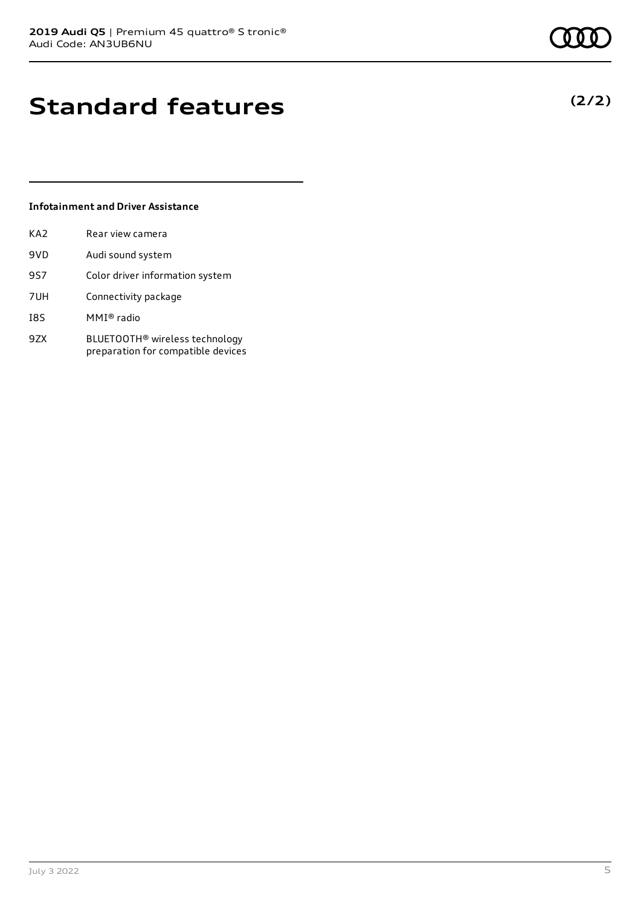# Standard features

**(2/2)**

### Infotainment and Driver Assistance

| | |
|---|---|
| KA2 | Rear view camera |
| 9VD | Audi sound system |
| 9S7 | Color driver information system |
| 7UH | Connectivity package |
| I8S | MMI® radio |
| 9ZX | BLUETOOTH® wireless technology preparation for compatible devices |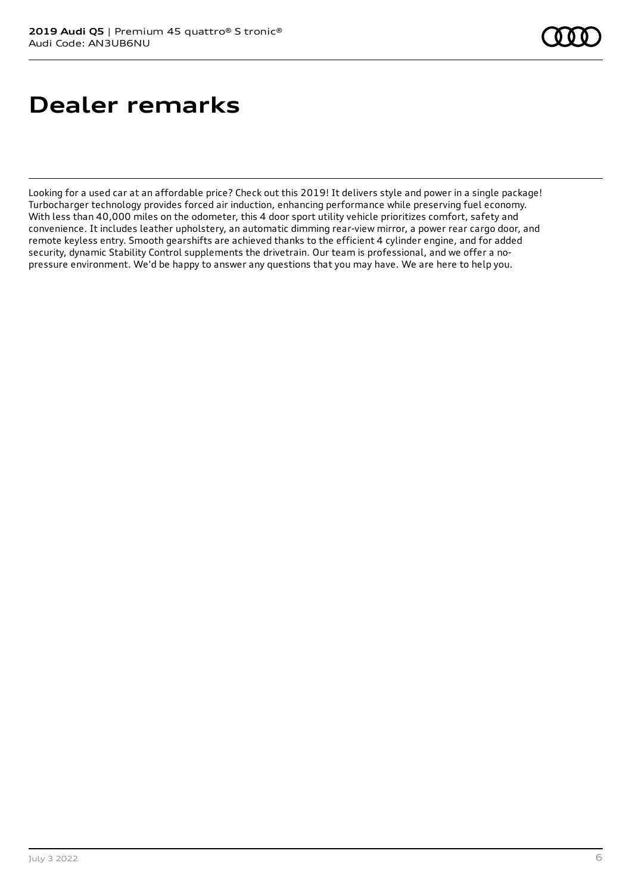# Dealer remarks

Looking for a used car at an affordable price? Check out this 2019! It delivers style and power in a single package! Turbocharger technology provides forced air induction, enhancing performance while preserving fuel economy. With less than 40,000 miles on the odometer, this 4 door sport utility vehicle prioritizes comfort, safety and convenience. It includes leather upholstery, an automatic dimming rear-view mirror, a power rear cargo door, and remote keyless entry. Smooth gearshifts are achieved thanks to the efficient 4 cylinder engine, and for added security, dynamic Stability Control supplements the drivetrain. Our team is professional, and we offer a no-pressure environment. We'd be happy to answer any questions that you may have. We are here to help you.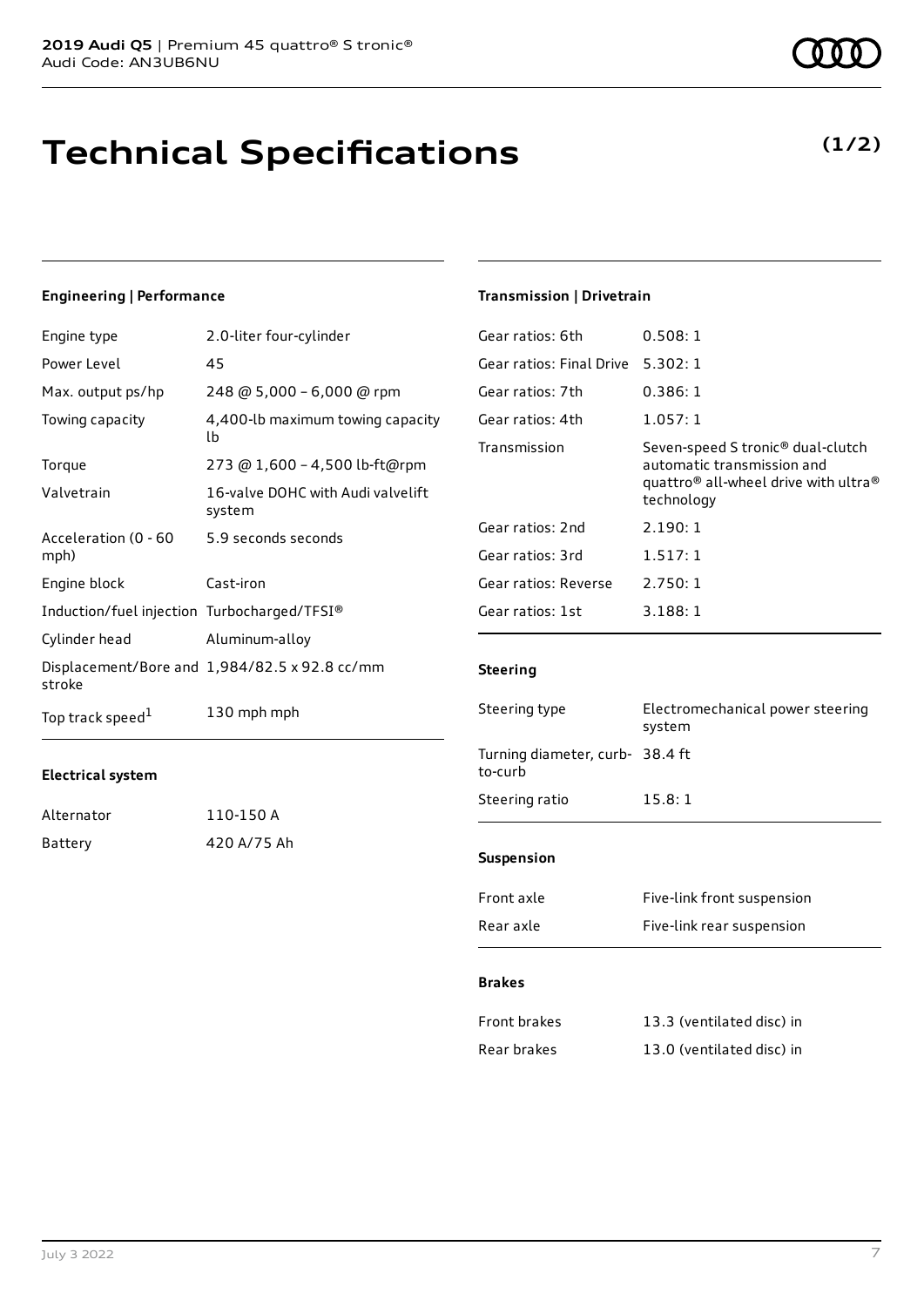# Technical Specifications

**(1/2)**

## Engineering | Performance

| | |
|---|---|
| Engine type | 2.0-liter four-cylinder |
| Power Level | 45 |
| Max. output ps/hp | 248 @ 5,000 – 6,000 @ rpm |
| Towing capacity | 4,400-lb maximum towing capacity lb |
| Torque | 273 @ 1,600 – 4,500 lb-ft@rpm |
| Valvetrain | 16-valve DOHC with Audi valvelift system |
| Acceleration (0 - 60 mph) | 5.9 seconds seconds |
| Engine block | Cast-iron |
| Induction/fuel injection | Turbocharged/TFSI® |
| Cylinder head | Aluminum-alloy |
| Displacement/Bore and stroke | 1,984/82.5 x 92.8 cc/mm |
| Top track speed[1] | 130 mph mph |

## Electrical system

| | |
|---|---|
| Alternator | 110-150 A |
| Battery | 420 A/75 Ah |

## Transmission | Drivetrain

| | |
|---|---|
| Gear ratios: 6th | 0.508: 1 |
| Gear ratios: Final Drive | 5.302: 1 |
| Gear ratios: 7th | 0.386: 1 |
| Gear ratios: 4th | 1.057: 1 |
| Transmission | Seven-speed S tronic® dual-clutch automatic transmission and quattro® all-wheel drive with ultra® technology |
| Gear ratios: 2nd | 2.190: 1 |
| Gear ratios: 3rd | 1.517: 1 |
| Gear ratios: Reverse | 2.750: 1 |
| Gear ratios: 1st | 3.188: 1 |

## Steering

| | |
|---|---|
| Steering type | Electromechanical power steering system |
| Turning diameter, curb-to-curb | 38.4 ft |
| Steering ratio | 15.8: 1 |

## Suspension

| | |
|---|---|
| Front axle | Five-link front suspension |
| Rear axle | Five-link rear suspension |

## Brakes

| | |
|---|---|
| Front brakes | 13.3 (ventilated disc) in |
| Rear brakes | 13.0 (ventilated disc) in |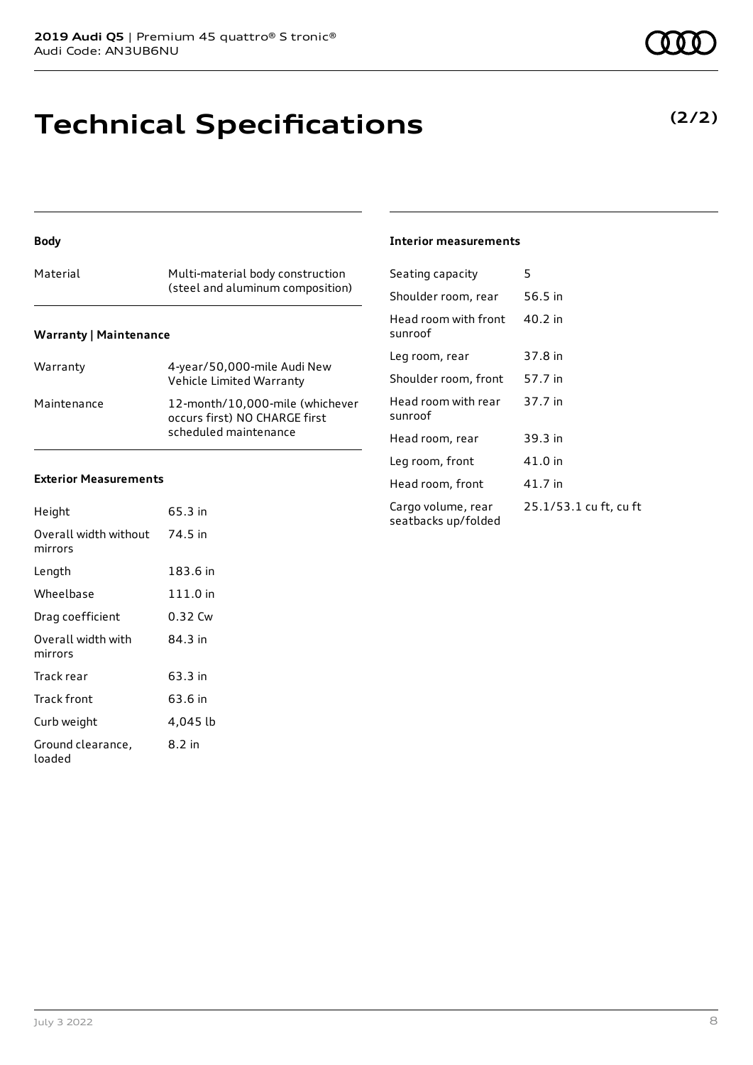# Technical Specifications

**(2/2)**

### Body

| Material | Multi-material body construction (steel and aluminum composition) |
|---|---|

### Warranty | Maintenance

| Warranty | 4-year/50,000-mile Audi New Vehicle Limited Warranty |
|---|---|
| Maintenance | 12-month/10,000-mile (whichever occurs first) NO CHARGE first scheduled maintenance |

### Exterior Measurements

| Height | 65.3 in |
|---|---|
| Overall width without mirrors | 74.5 in |
| Length | 183.6 in |
| Wheelbase | 111.0 in |
| Drag coefficient | 0.32 Cw |
| Overall width with mirrors | 84.3 in |
| Track rear | 63.3 in |
| Track front | 63.6 in |
| Curb weight | 4,045 lb |
| Ground clearance, loaded | 8.2 in |

### Interior measurements

| Seating capacity | 5 |
|---|---|
| Shoulder room, rear | 56.5 in |
| Head room with front sunroof | 40.2 in |
| Leg room, rear | 37.8 in |
| Shoulder room, front | 57.7 in |
| Head room with rear sunroof | 37.7 in |
| Head room, rear | 39.3 in |
| Leg room, front | 41.0 in |
| Head room, front | 41.7 in |
| Cargo volume, rear seatbacks up/folded | 25.1/53.1 cu ft, cu ft |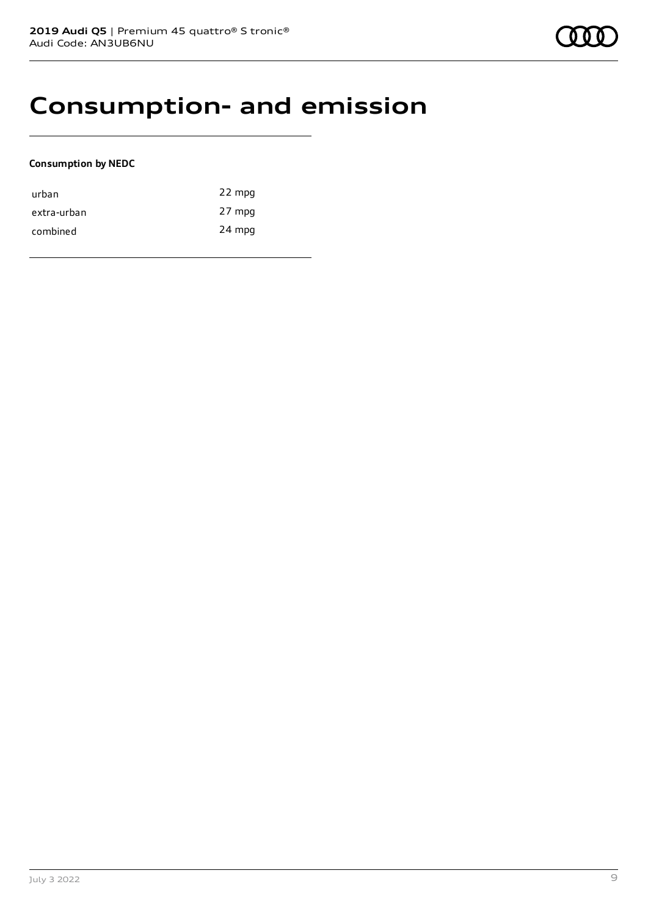# Consumption- and emission

**Consumption by NEDC**

| | |
|---|---|
| urban | 22 mpg |
| extra-urban | 27 mpg |
| combined | 24 mpg |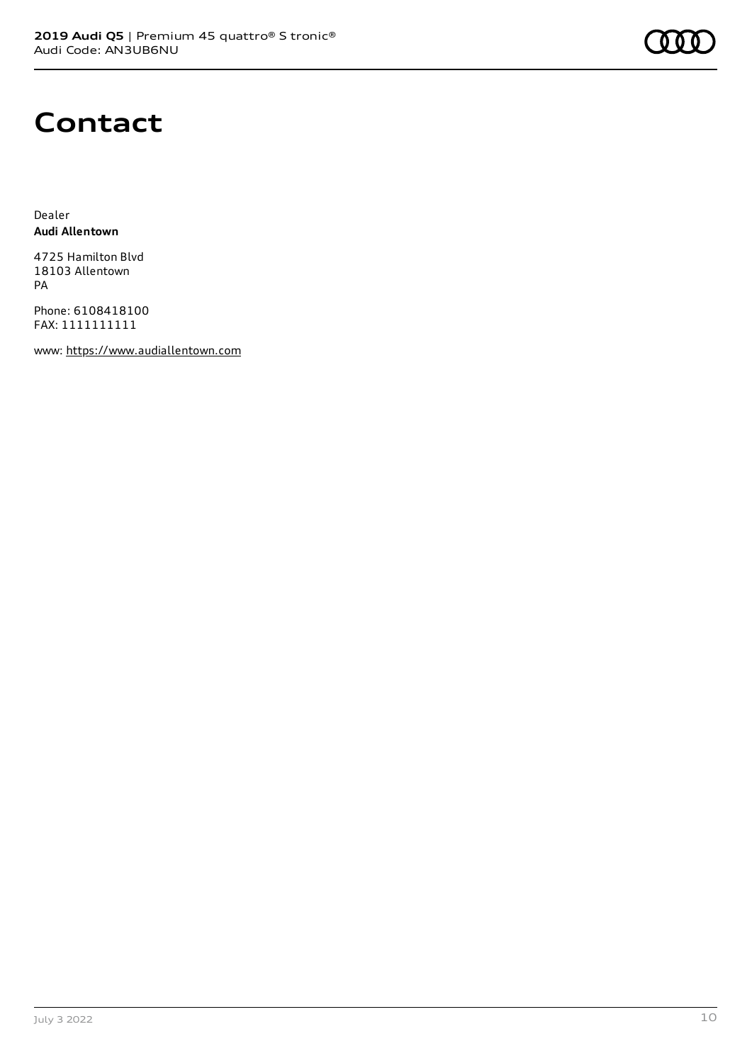# Contact

Dealer
**Audi Allentown**

4725 Hamilton Blvd
18103 Allentown
PA

Phone: 6108418100
FAX: 1111111111

www: https://www.audiallentown.com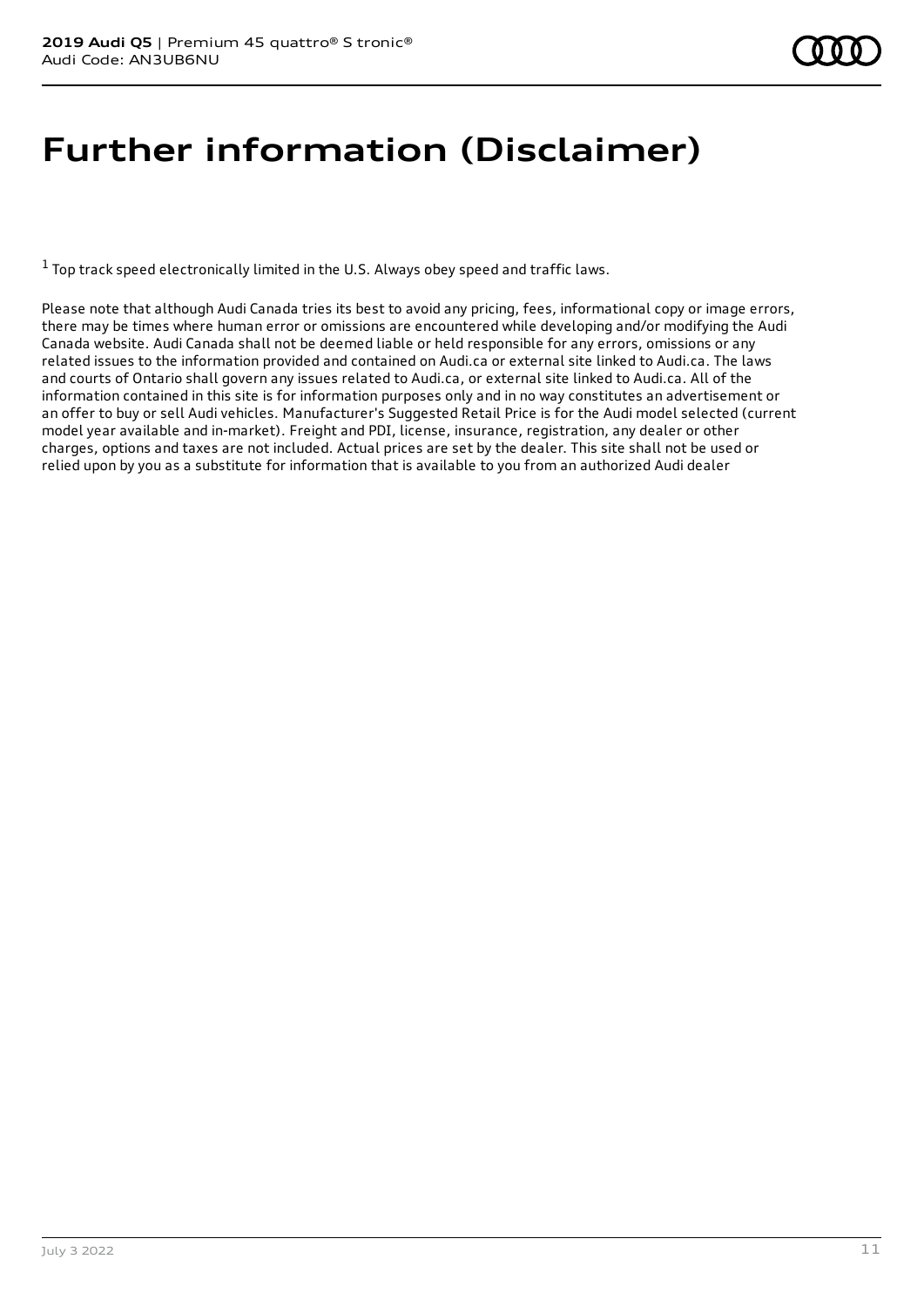# Further information (Disclaimer)

[1] Top track speed electronically limited in the U.S. Always obey speed and traffic laws.

Please note that although Audi Canada tries its best to avoid any pricing, fees, informational copy or image errors, there may be times where human error or omissions are encountered while developing and/or modifying the Audi Canada website. Audi Canada shall not be deemed liable or held responsible for any errors, omissions or any related issues to the information provided and contained on Audi.ca or external site linked to Audi.ca. The laws and courts of Ontario shall govern any issues related to Audi.ca, or external site linked to Audi.ca. All of the information contained in this site is for information purposes only and in no way constitutes an advertisement or an offer to buy or sell Audi vehicles. Manufacturer's Suggested Retail Price is for the Audi model selected (current model year available and in-market). Freight and PDI, license, insurance, registration, any dealer or other charges, options and taxes are not included. Actual prices are set by the dealer. This site shall not be used or relied upon by you as a substitute for information that is available to you from an authorized Audi dealer